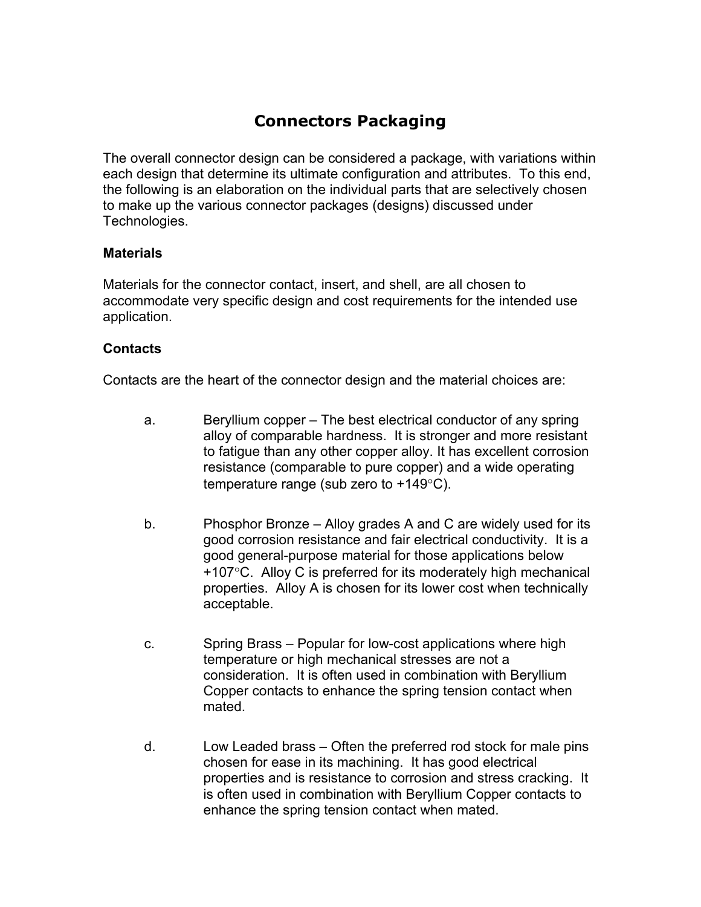# Connectors Packaging

The overall connector design can be considered a package, with variations within each design that determine its ultimate configuration and attributes. To this end, the following is an elaboration on the individual parts that are selectively chosen to make up the various connector packages (designs) discussed under Technologies.

**Materials**

Materials for the connector contact, insert, and shell, are all chosen to accommodate very specific design and cost requirements for the intended use application.

**Contacts**

Contacts are the heart of the connector design and the material choices are:

a. Beryllium copper – The best electrical conductor of any spring alloy of comparable hardness. It is stronger and more resistant to fatigue than any other copper alloy. It has excellent corrosion resistance (comparable to pure copper) and a wide operating temperature range (sub zero to +149°C).

b. Phosphor Bronze – Alloy grades A and C are widely used for its good corrosion resistance and fair electrical conductivity. It is a good general-purpose material for those applications below +107°C. Alloy C is preferred for its moderately high mechanical properties. Alloy A is chosen for its lower cost when technically acceptable.

c. Spring Brass – Popular for low-cost applications where high temperature or high mechanical stresses are not a consideration. It is often used in combination with Beryllium Copper contacts to enhance the spring tension contact when mated.

d. Low Leaded brass – Often the preferred rod stock for male pins chosen for ease in its machining. It has good electrical properties and is resistance to corrosion and stress cracking. It is often used in combination with Beryllium Copper contacts to enhance the spring tension contact when mated.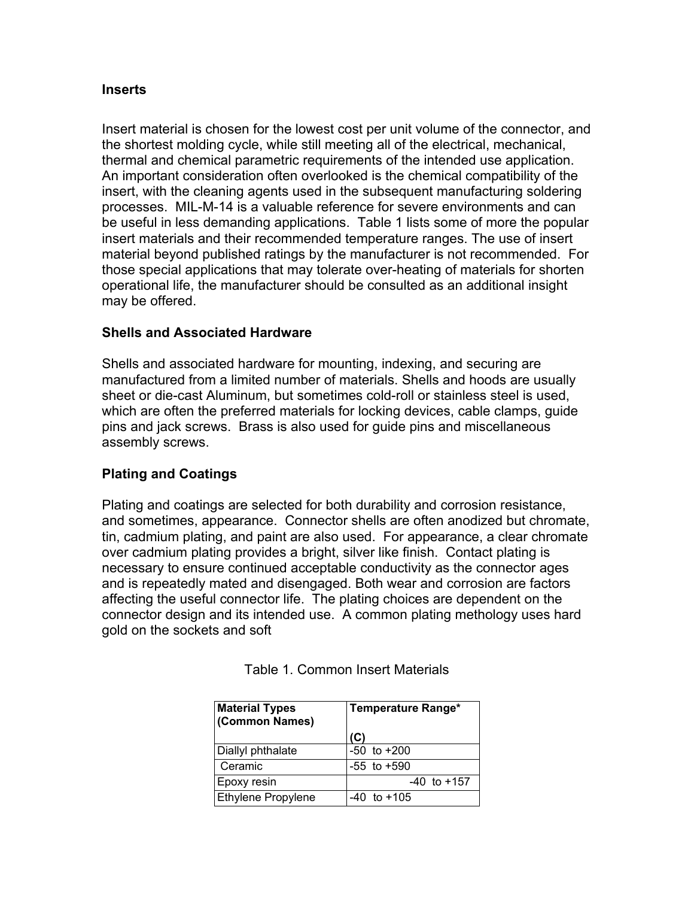**Inserts**

Insert material is chosen for the lowest cost per unit volume of the connector, and the shortest molding cycle, while still meeting all of the electrical, mechanical, thermal and chemical parametric requirements of the intended use application. An important consideration often overlooked is the chemical compatibility of the insert, with the cleaning agents used in the subsequent manufacturing soldering processes. MIL-M-14 is a valuable reference for severe environments and can be useful in less demanding applications. Table 1 lists some of more the popular insert materials and their recommended temperature ranges. The use of insert material beyond published ratings by the manufacturer is not recommended. For those special applications that may tolerate over-heating of materials for shorten operational life, the manufacturer should be consulted as an additional insight may be offered.

**Shells and Associated Hardware**

Shells and associated hardware for mounting, indexing, and securing are manufactured from a limited number of materials. Shells and hoods are usually sheet or die-cast Aluminum, but sometimes cold-roll or stainless steel is used, which are often the preferred materials for locking devices, cable clamps, guide pins and jack screws. Brass is also used for guide pins and miscellaneous assembly screws.

**Plating and Coatings**

Plating and coatings are selected for both durability and corrosion resistance, and sometimes, appearance. Connector shells are often anodized but chromate, tin, cadmium plating, and paint are also used. For appearance, a clear chromate over cadmium plating provides a bright, silver like finish. Contact plating is necessary to ensure continued acceptable conductivity as the connector ages and is repeatedly mated and disengaged. Both wear and corrosion are factors affecting the useful connector life. The plating choices are dependent on the connector design and its intended use. A common plating methology uses hard gold on the sockets and soft

Table 1. Common Insert Materials

| **Material Types (Common Names)** | **Temperature Range\* (C)** |
|---|---|
| Diallyl phthalate | -50 to +200 |
| Ceramic | -55 to +590 |
| Epoxy resin | -40 to +157 |
| Ethylene Propylene | -40 to +105 |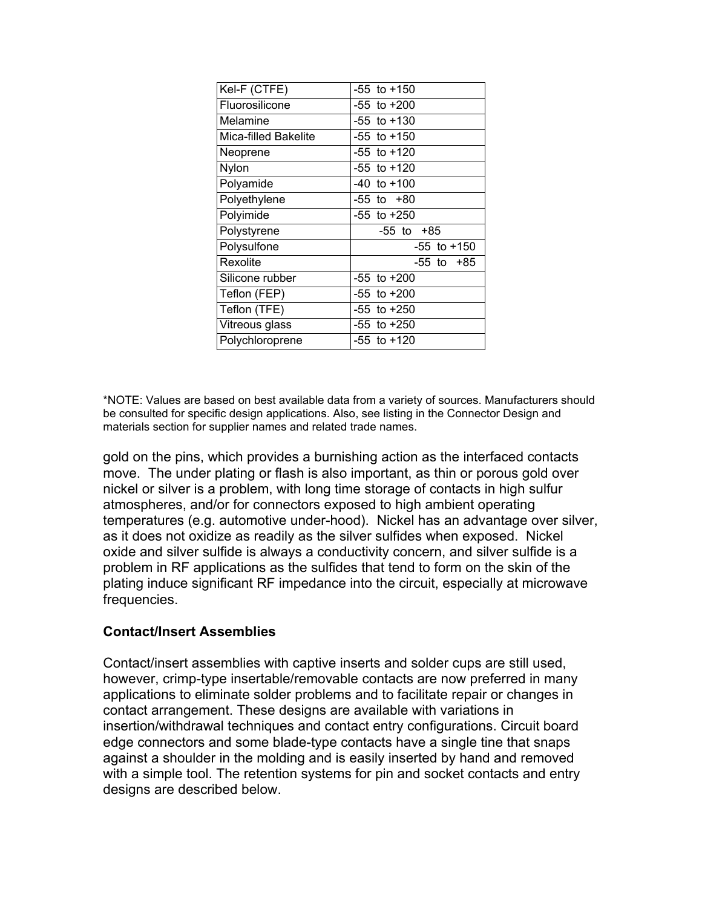| Kel-F (CTFE) | -55 to +150 |
|---|---|
| Fluorosilicone | -55 to +200 |
| Melamine | -55 to +130 |
| Mica-filled Bakelite | -55 to +150 |
| Neoprene | -55 to +120 |
| Nylon | -55 to +120 |
| Polyamide | -40 to +100 |
| Polyethylene | -55 to +80 |
| Polyimide | -55 to +250 |
| Polystyrene | -55 to +85 |
| Polysulfone | -55 to +150 |
| Rexolite | -55 to +85 |
| Silicone rubber | -55 to +200 |
| Teflon (FEP) | -55 to +200 |
| Teflon (TFE) | -55 to +250 |
| Vitreous glass | -55 to +250 |
| Polychloroprene | -55 to +120 |

*NOTE: Values are based on best available data from a variety of sources. Manufacturers should be consulted for specific design applications. Also, see listing in the Connector Design and materials section for supplier names and related trade names.

gold on the pins, which provides a burnishing action as the interfaced contacts move. The under plating or flash is also important, as thin or porous gold over nickel or silver is a problem, with long time storage of contacts in high sulfur atmospheres, and/or for connectors exposed to high ambient operating temperatures (e.g. automotive under-hood). Nickel has an advantage over silver, as it does not oxidize as readily as the silver sulfides when exposed. Nickel oxide and silver sulfide is always a conductivity concern, and silver sulfide is a problem in RF applications as the sulfides that tend to form on the skin of the plating induce significant RF impedance into the circuit, especially at microwave frequencies.

**Contact/Insert Assemblies**

Contact/insert assemblies with captive inserts and solder cups are still used, however, crimp-type insertable/removable contacts are now preferred in many applications to eliminate solder problems and to facilitate repair or changes in contact arrangement. These designs are available with variations in insertion/withdrawal techniques and contact entry configurations. Circuit board edge connectors and some blade-type contacts have a single tine that snaps against a shoulder in the molding and is easily inserted by hand and removed with a simple tool. The retention systems for pin and socket contacts and entry designs are described below.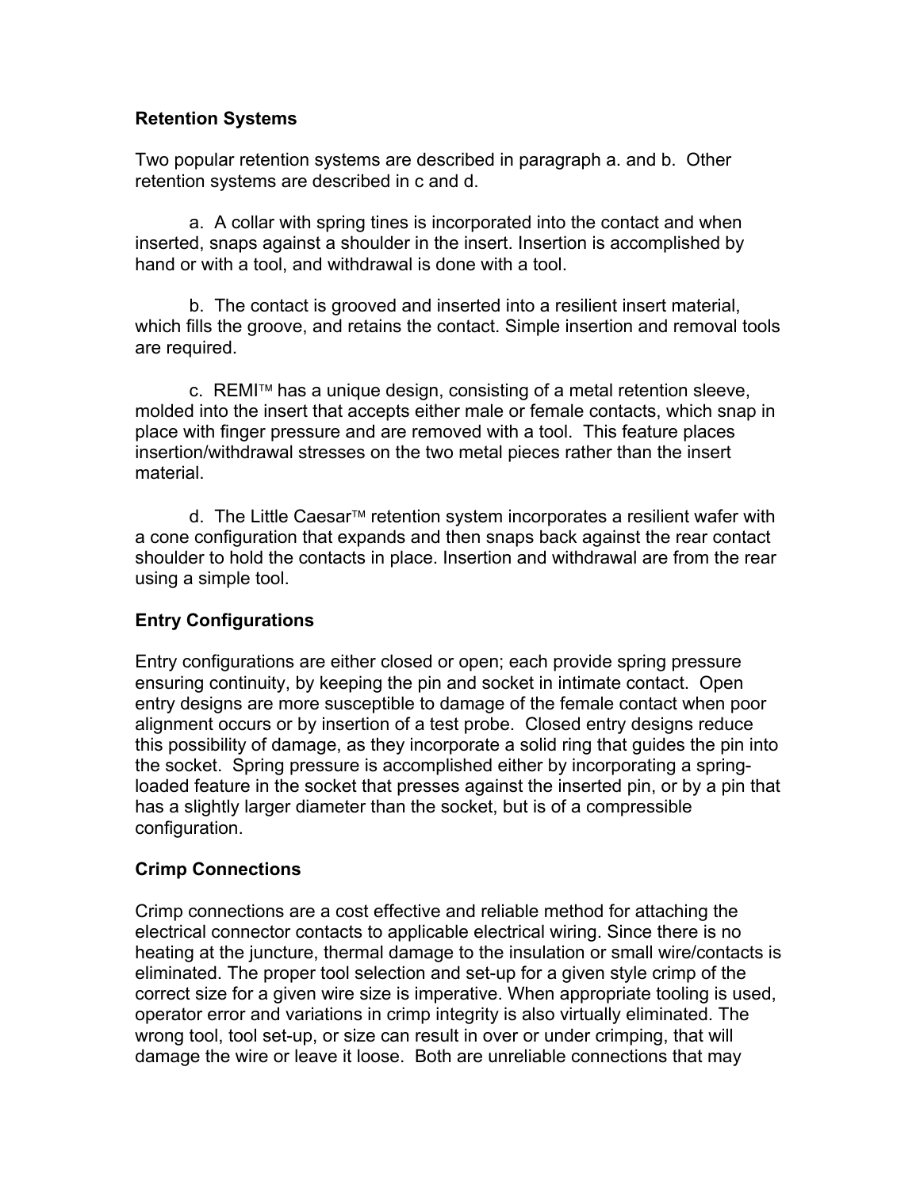**Retention Systems**

Two popular retention systems are described in paragraph a. and b. Other retention systems are described in c and d.

a. A collar with spring tines is incorporated into the contact and when inserted, snaps against a shoulder in the insert. Insertion is accomplished by hand or with a tool, and withdrawal is done with a tool.

b. The contact is grooved and inserted into a resilient insert material, which fills the groove, and retains the contact. Simple insertion and removal tools are required.

c. REMI™ has a unique design, consisting of a metal retention sleeve, molded into the insert that accepts either male or female contacts, which snap in place with finger pressure and are removed with a tool. This feature places insertion/withdrawal stresses on the two metal pieces rather than the insert material.

d. The Little Caesar™ retention system incorporates a resilient wafer with a cone configuration that expands and then snaps back against the rear contact shoulder to hold the contacts in place. Insertion and withdrawal are from the rear using a simple tool.

**Entry Configurations**

Entry configurations are either closed or open; each provide spring pressure ensuring continuity, by keeping the pin and socket in intimate contact. Open entry designs are more susceptible to damage of the female contact when poor alignment occurs or by insertion of a test probe. Closed entry designs reduce this possibility of damage, as they incorporate a solid ring that guides the pin into the socket. Spring pressure is accomplished either by incorporating a spring-loaded feature in the socket that presses against the inserted pin, or by a pin that has a slightly larger diameter than the socket, but is of a compressible configuration.

**Crimp Connections**

Crimp connections are a cost effective and reliable method for attaching the electrical connector contacts to applicable electrical wiring. Since there is no heating at the juncture, thermal damage to the insulation or small wire/contacts is eliminated. The proper tool selection and set-up for a given style crimp of the correct size for a given wire size is imperative. When appropriate tooling is used, operator error and variations in crimp integrity is also virtually eliminated. The wrong tool, tool set-up, or size can result in over or under crimping, that will damage the wire or leave it loose. Both are unreliable connections that may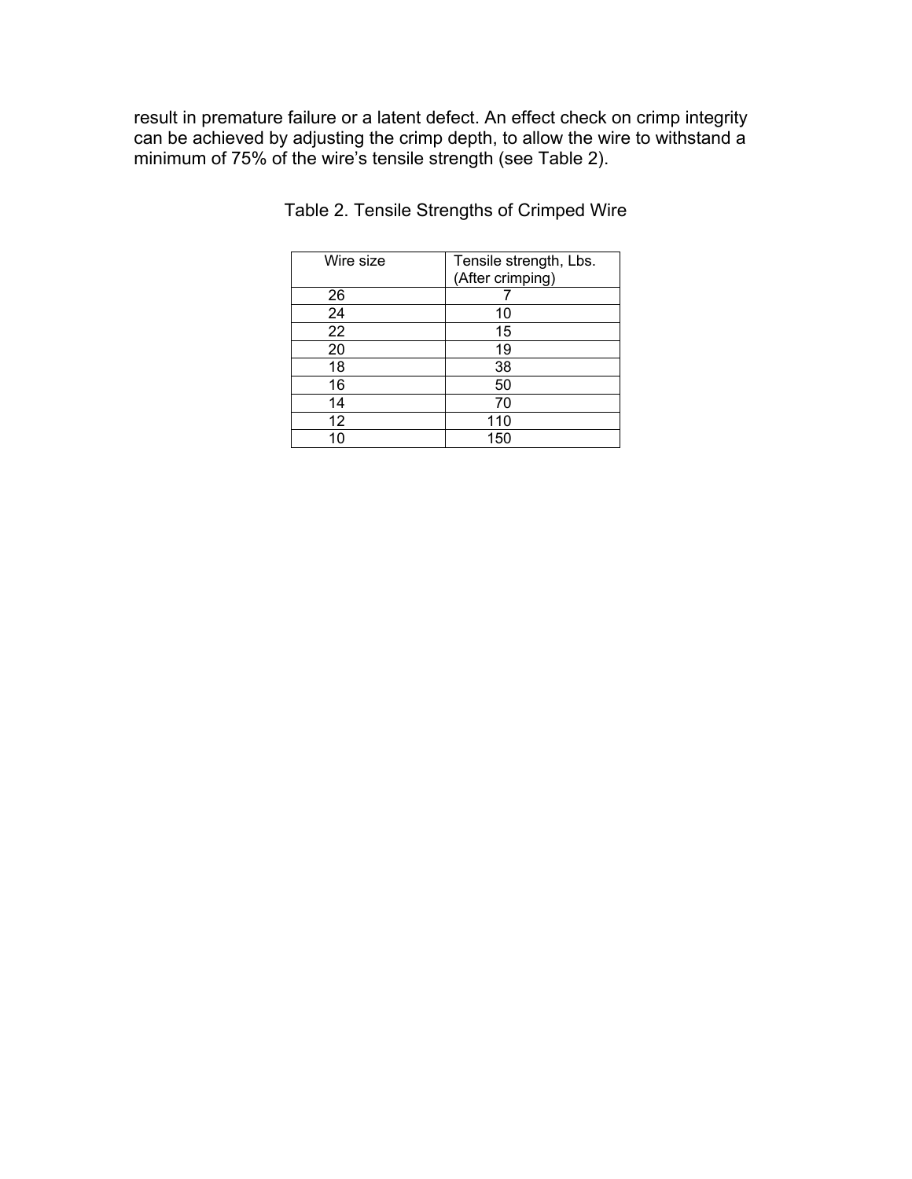result in premature failure or a latent defect. An effect check on crimp integrity can be achieved by adjusting the crimp depth, to allow the wire to withstand a minimum of 75% of the wire's tensile strength (see Table 2).

Table 2. Tensile Strengths of Crimped Wire

| Wire size | Tensile strength, Lbs. (After crimping) |
|---|---|
| 26 | 7 |
| 24 | 10 |
| 22 | 15 |
| 20 | 19 |
| 18 | 38 |
| 16 | 50 |
| 14 | 70 |
| 12 | 110 |
| 10 | 150 |